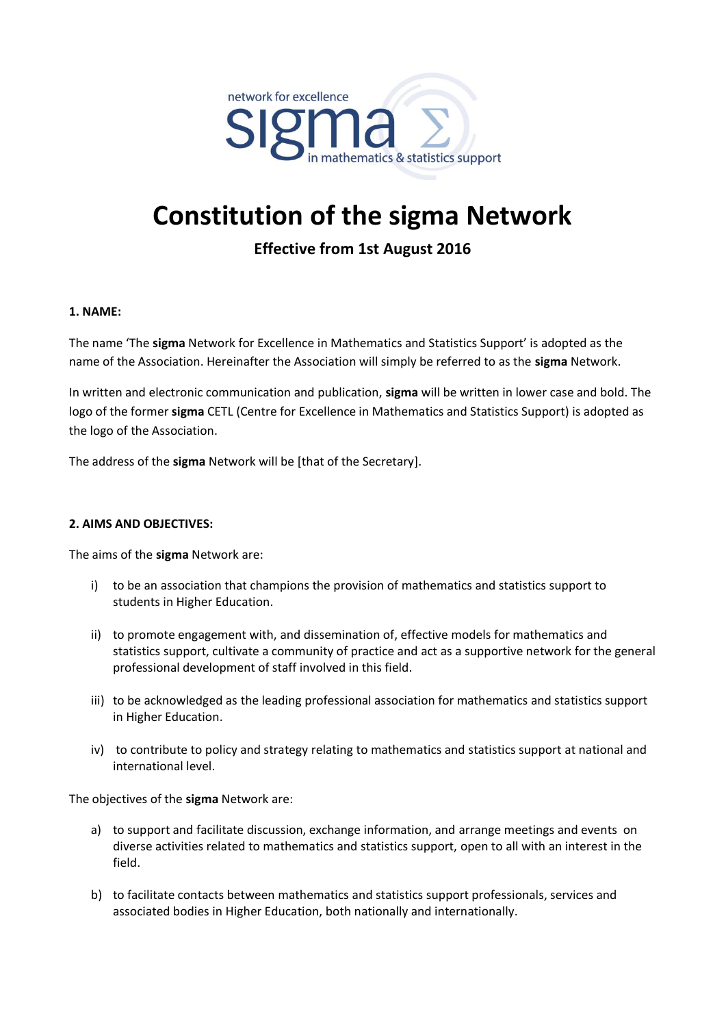# Constitution of the sigma Network

**Effective from 1st August 2016**

**1. NAME:**

The name 'The **sigma** Network for Excellence in Mathematics and Statistics Support' is adopted as the name of the Association. Hereinafter the Association will simply be referred to as the **sigma** Network.

In written and electronic communication and publication, **sigma** will be written in lower case and bold. The logo of the former **sigma** CETL (Centre for Excellence in Mathematics and Statistics Support) is adopted as the logo of the Association.

The address of the **sigma** Network will be [that of the Secretary].

**2. AIMS AND OBJECTIVES:**

The aims of the **sigma** Network are:

i) to be an association that champions the provision of mathematics and statistics support to students in Higher Education.

ii) to promote engagement with, and dissemination of, effective models for mathematics and statistics support, cultivate a community of practice and act as a supportive network for the general professional development of staff involved in this field.

iii) to be acknowledged as the leading professional association for mathematics and statistics support in Higher Education.

iv) to contribute to policy and strategy relating to mathematics and statistics support at national and international level.

The objectives of the **sigma** Network are:

a) to support and facilitate discussion, exchange information, and arrange meetings and events on diverse activities related to mathematics and statistics support, open to all with an interest in the field.

b) to facilitate contacts between mathematics and statistics support professionals, services and associated bodies in Higher Education, both nationally and internationally.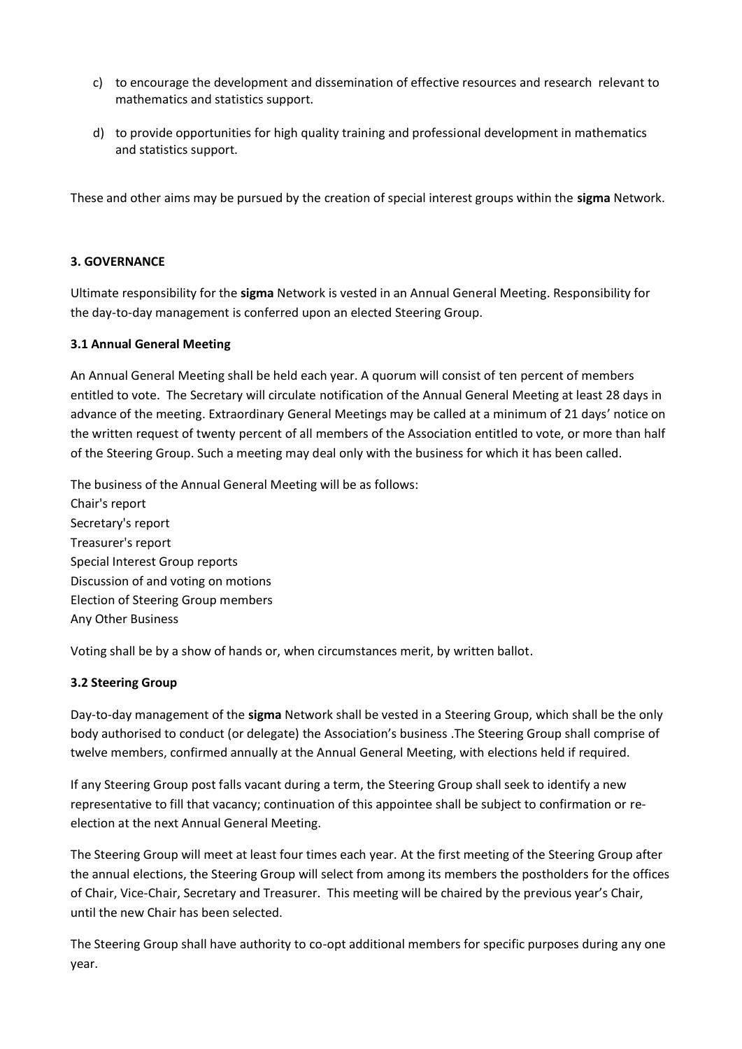c) to encourage the development and dissemination of effective resources and research relevant to mathematics and statistics support.

d) to provide opportunities for high quality training and professional development in mathematics and statistics support.

These and other aims may be pursued by the creation of special interest groups within the **sigma** Network.

### 3. GOVERNANCE

Ultimate responsibility for the **sigma** Network is vested in an Annual General Meeting. Responsibility for the day-to-day management is conferred upon an elected Steering Group.

#### 3.1 Annual General Meeting

An Annual General Meeting shall be held each year. A quorum will consist of ten percent of members entitled to vote. The Secretary will circulate notification of the Annual General Meeting at least 28 days in advance of the meeting. Extraordinary General Meetings may be called at a minimum of 21 days' notice on the written request of twenty percent of all members of the Association entitled to vote, or more than half of the Steering Group. Such a meeting may deal only with the business for which it has been called.

The business of the Annual General Meeting will be as follows:
Chair's report
Secretary's report
Treasurer's report
Special Interest Group reports
Discussion of and voting on motions
Election of Steering Group members
Any Other Business

Voting shall be by a show of hands or, when circumstances merit, by written ballot.

#### 3.2 Steering Group

Day-to-day management of the **sigma** Network shall be vested in a Steering Group, which shall be the only body authorised to conduct (or delegate) the Association's business .The Steering Group shall comprise of twelve members, confirmed annually at the Annual General Meeting, with elections held if required.

If any Steering Group post falls vacant during a term, the Steering Group shall seek to identify a new representative to fill that vacancy; continuation of this appointee shall be subject to confirmation or re-election at the next Annual General Meeting.

The Steering Group will meet at least four times each year. At the first meeting of the Steering Group after the annual elections, the Steering Group will select from among its members the postholders for the offices of Chair, Vice-Chair, Secretary and Treasurer. This meeting will be chaired by the previous year's Chair, until the new Chair has been selected.

The Steering Group shall have authority to co-opt additional members for specific purposes during any one year.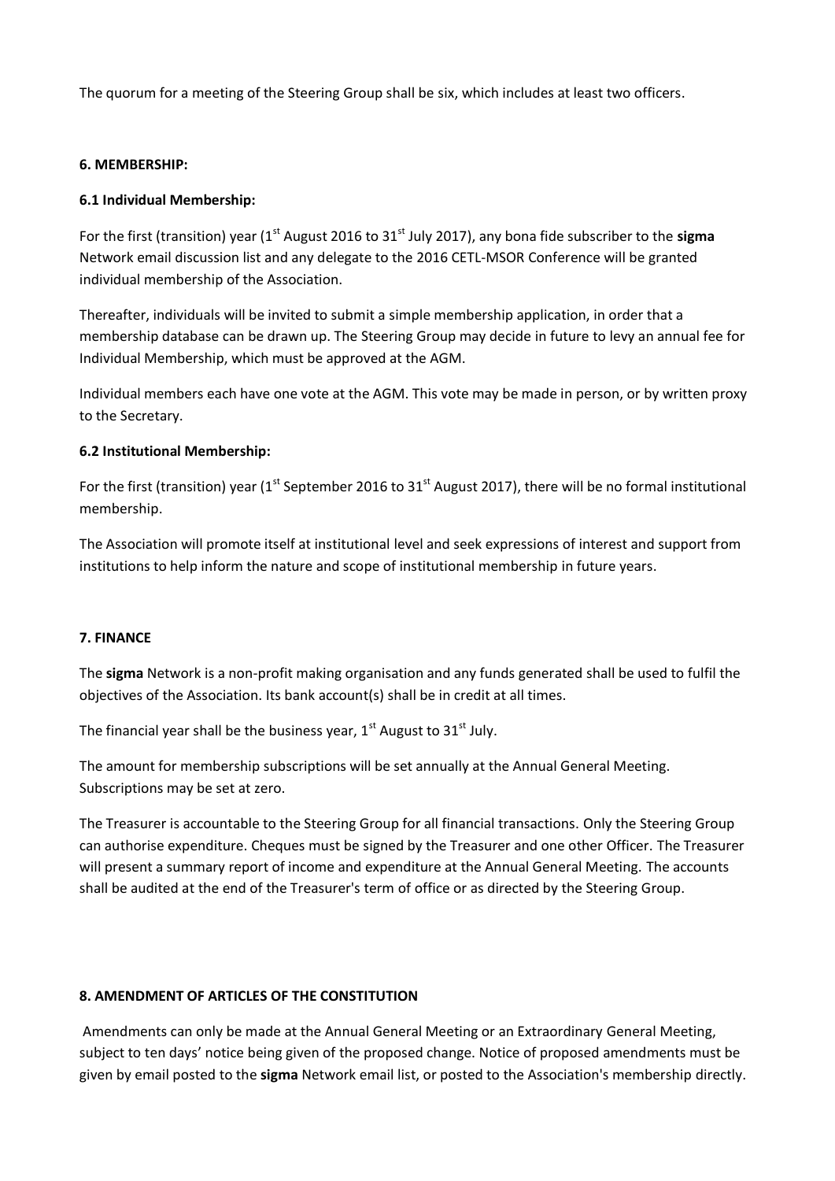The quorum for a meeting of the Steering Group shall be six, which includes at least two officers.

### 6. MEMBERSHIP:

#### 6.1 Individual Membership:

For the first (transition) year (1st August 2016 to 31st July 2017), any bona fide subscriber to the **sigma** Network email discussion list and any delegate to the 2016 CETL-MSOR Conference will be granted individual membership of the Association.

Thereafter, individuals will be invited to submit a simple membership application, in order that a membership database can be drawn up. The Steering Group may decide in future to levy an annual fee for Individual Membership, which must be approved at the AGM.

Individual members each have one vote at the AGM. This vote may be made in person, or by written proxy to the Secretary.

#### 6.2 Institutional Membership:

For the first (transition) year (1st September 2016 to 31st August 2017), there will be no formal institutional membership.

The Association will promote itself at institutional level and seek expressions of interest and support from institutions to help inform the nature and scope of institutional membership in future years.

### 7. FINANCE

The **sigma** Network is a non-profit making organisation and any funds generated shall be used to fulfil the objectives of the Association. Its bank account(s) shall be in credit at all times.

The financial year shall be the business year, 1st August to 31st July.

The amount for membership subscriptions will be set annually at the Annual General Meeting. Subscriptions may be set at zero.

The Treasurer is accountable to the Steering Group for all financial transactions. Only the Steering Group can authorise expenditure. Cheques must be signed by the Treasurer and one other Officer. The Treasurer will present a summary report of income and expenditure at the Annual General Meeting. The accounts shall be audited at the end of the Treasurer's term of office or as directed by the Steering Group.

### 8. AMENDMENT OF ARTICLES OF THE CONSTITUTION

Amendments can only be made at the Annual General Meeting or an Extraordinary General Meeting, subject to ten days' notice being given of the proposed change. Notice of proposed amendments must be given by email posted to the **sigma** Network email list, or posted to the Association's membership directly.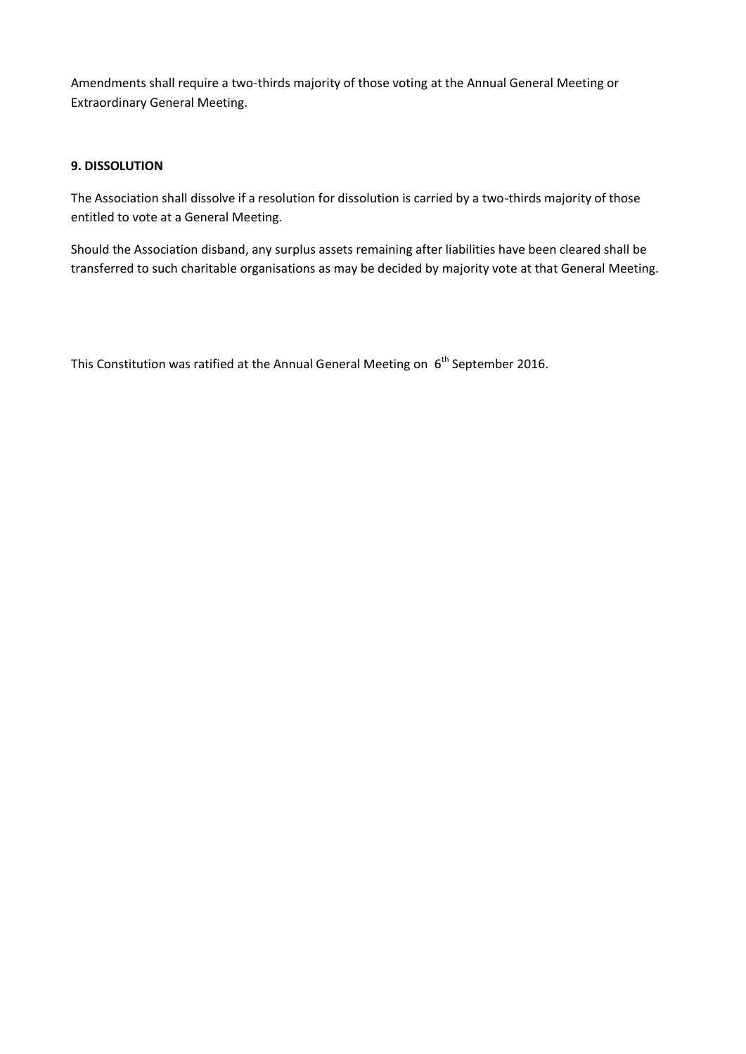Amendments shall require a two-thirds majority of those voting at the Annual General Meeting or Extraordinary General Meeting.

### 9. DISSOLUTION

The Association shall dissolve if a resolution for dissolution is carried by a two-thirds majority of those entitled to vote at a General Meeting.

Should the Association disband, any surplus assets remaining after liabilities have been cleared shall be transferred to such charitable organisations as may be decided by majority vote at that General Meeting.

This Constitution was ratified at the Annual General Meeting on 6th September 2016.